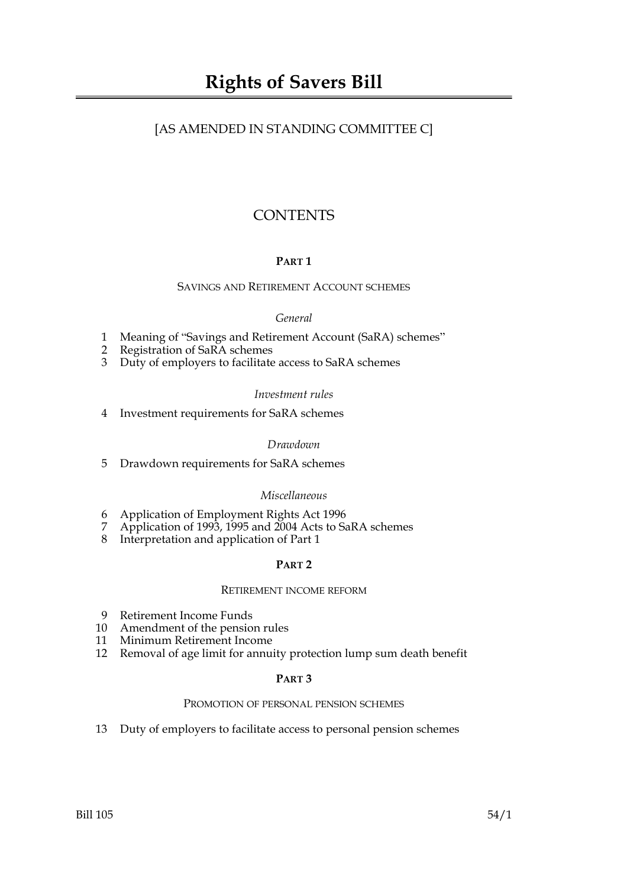# Rights of Savers Bill

[AS AMENDED IN STANDING COMMITTEE C]

## CONTENTS

### PART 1

SAVINGS AND RETIREMENT ACCOUNT SCHEMES

*General*

1 Meaning of "Savings and Retirement Account (SaRA) schemes"
2 Registration of SaRA schemes
3 Duty of employers to facilitate access to SaRA schemes

*Investment rules*

4 Investment requirements for SaRA schemes

*Drawdown*

5 Drawdown requirements for SaRA schemes

*Miscellaneous*

6 Application of Employment Rights Act 1996
7 Application of 1993, 1995 and 2004 Acts to SaRA schemes
8 Interpretation and application of Part 1

### PART 2

RETIREMENT INCOME REFORM

9 Retirement Income Funds
10 Amendment of the pension rules
11 Minimum Retirement Income
12 Removal of age limit for annuity protection lump sum death benefit

### PART 3

PROMOTION OF PERSONAL PENSION SCHEMES

13 Duty of employers to facilitate access to personal pension schemes

Bill 105 54/1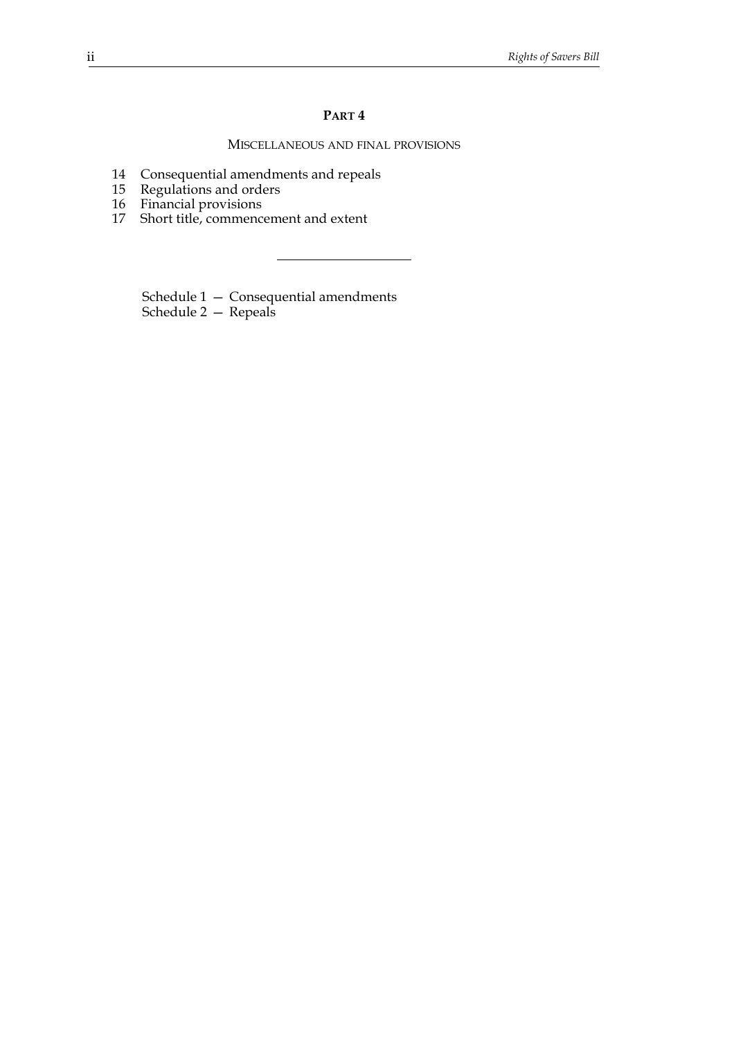## PART 4

### MISCELLANEOUS AND FINAL PROVISIONS

14 Consequential amendments and repeals
15 Regulations and orders
16 Financial provisions
17 Short title, commencement and extent

---

Schedule 1 — Consequential amendments
Schedule 2 — Repeals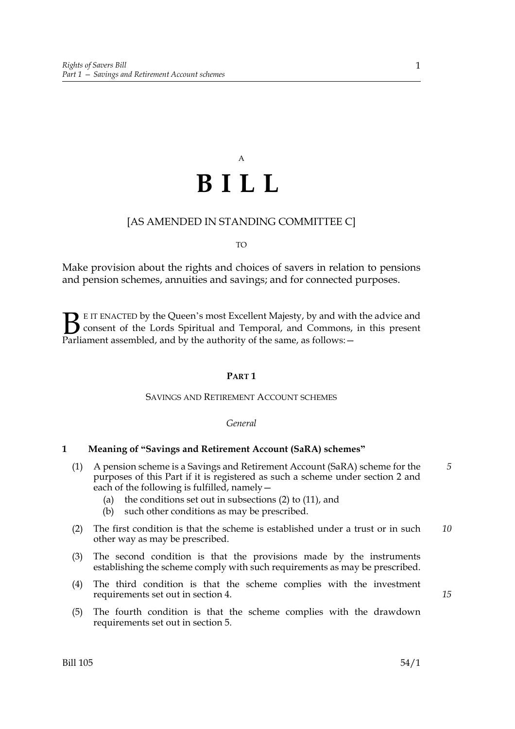A

# B I L L

[AS AMENDED IN STANDING COMMITTEE C]

TO

Make provision about the rights and choices of savers in relation to pensions and pension schemes, annuities and savings; and for connected purposes.

BE IT ENACTED by the Queen's most Excellent Majesty, by and with the advice and consent of the Lords Spiritual and Temporal, and Commons, in this present Parliament assembled, and by the authority of the same, as follows:—

## PART 1

### SAVINGS AND RETIREMENT ACCOUNT SCHEMES

*General*

#### 1 Meaning of "Savings and Retirement Account (SaRA) schemes"

(1) A pension scheme is a Savings and Retirement Account (SaRA) scheme for the purposes of this Part if it is registered as such a scheme under section 2 and each of the following is fulfilled, namely—

(a) the conditions set out in subsections (2) to (11), and

(b) such other conditions as may be prescribed.

(2) The first condition is that the scheme is established under a trust or in such other way as may be prescribed.

(3) The second condition is that the provisions made by the instruments establishing the scheme comply with such requirements as may be prescribed.

(4) The third condition is that the scheme complies with the investment requirements set out in section 4.

(5) The fourth condition is that the scheme complies with the drawdown requirements set out in section 5.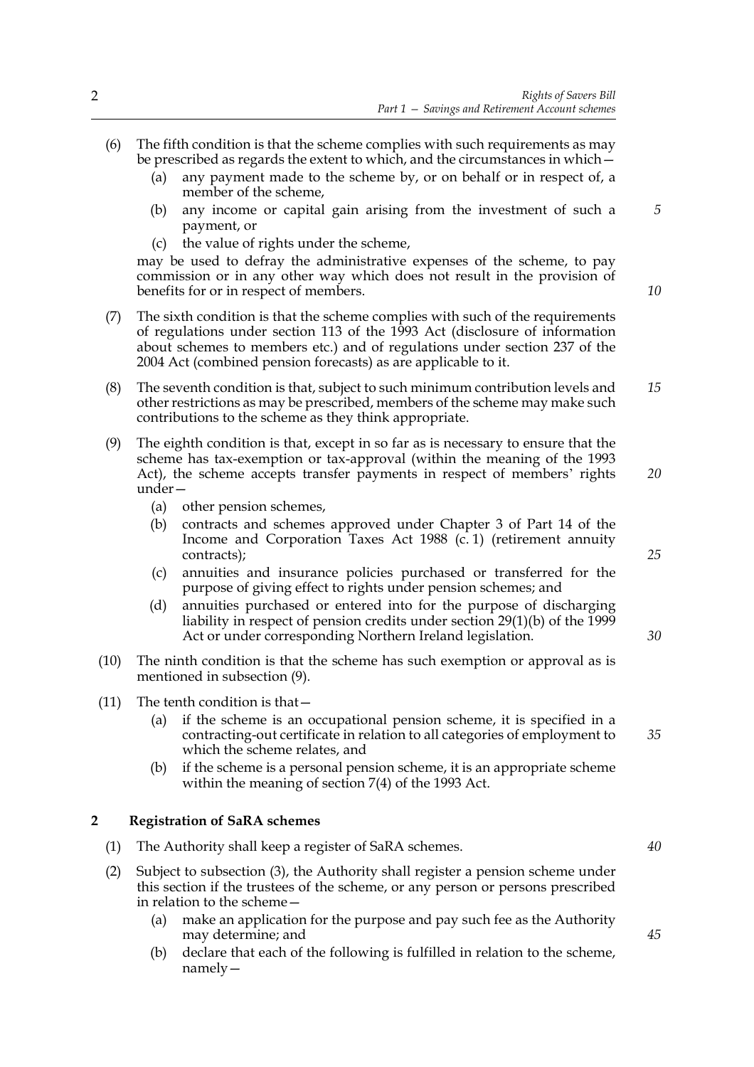(6) The fifth condition is that the scheme complies with such requirements as may be prescribed as regards the extent to which, and the circumstances in which—

  (a) any payment made to the scheme by, or on behalf or in respect of, a member of the scheme,

  (b) any income or capital gain arising from the investment of such a payment, or

  (c) the value of rights under the scheme,

may be used to defray the administrative expenses of the scheme, to pay commission or in any other way which does not result in the provision of benefits for or in respect of members.

(7) The sixth condition is that the scheme complies with such of the requirements of regulations under section 113 of the 1993 Act (disclosure of information about schemes to members etc.) and of regulations under section 237 of the 2004 Act (combined pension forecasts) as are applicable to it.

(8) The seventh condition is that, subject to such minimum contribution levels and other restrictions as may be prescribed, members of the scheme may make such contributions to the scheme as they think appropriate.

(9) The eighth condition is that, except in so far as is necessary to ensure that the scheme has tax-exemption or tax-approval (within the meaning of the 1993 Act), the scheme accepts transfer payments in respect of members' rights under—

  (a) other pension schemes,

  (b) contracts and schemes approved under Chapter 3 of Part 14 of the Income and Corporation Taxes Act 1988 (c. 1) (retirement annuity contracts);

  (c) annuities and insurance policies purchased or transferred for the purpose of giving effect to rights under pension schemes; and

  (d) annuities purchased or entered into for the purpose of discharging liability in respect of pension credits under section 29(1)(b) of the 1999 Act or under corresponding Northern Ireland legislation.

(10) The ninth condition is that the scheme has such exemption or approval as is mentioned in subsection (9).

(11) The tenth condition is that—

  (a) if the scheme is an occupational pension scheme, it is specified in a contracting-out certificate in relation to all categories of employment to which the scheme relates, and

  (b) if the scheme is a personal pension scheme, it is an appropriate scheme within the meaning of section 7(4) of the 1993 Act.

## 2 Registration of SaRA schemes

(1) The Authority shall keep a register of SaRA schemes.

(2) Subject to subsection (3), the Authority shall register a pension scheme under this section if the trustees of the scheme, or any person or persons prescribed in relation to the scheme—

  (a) make an application for the purpose and pay such fee as the Authority may determine; and

  (b) declare that each of the following is fulfilled in relation to the scheme, namely—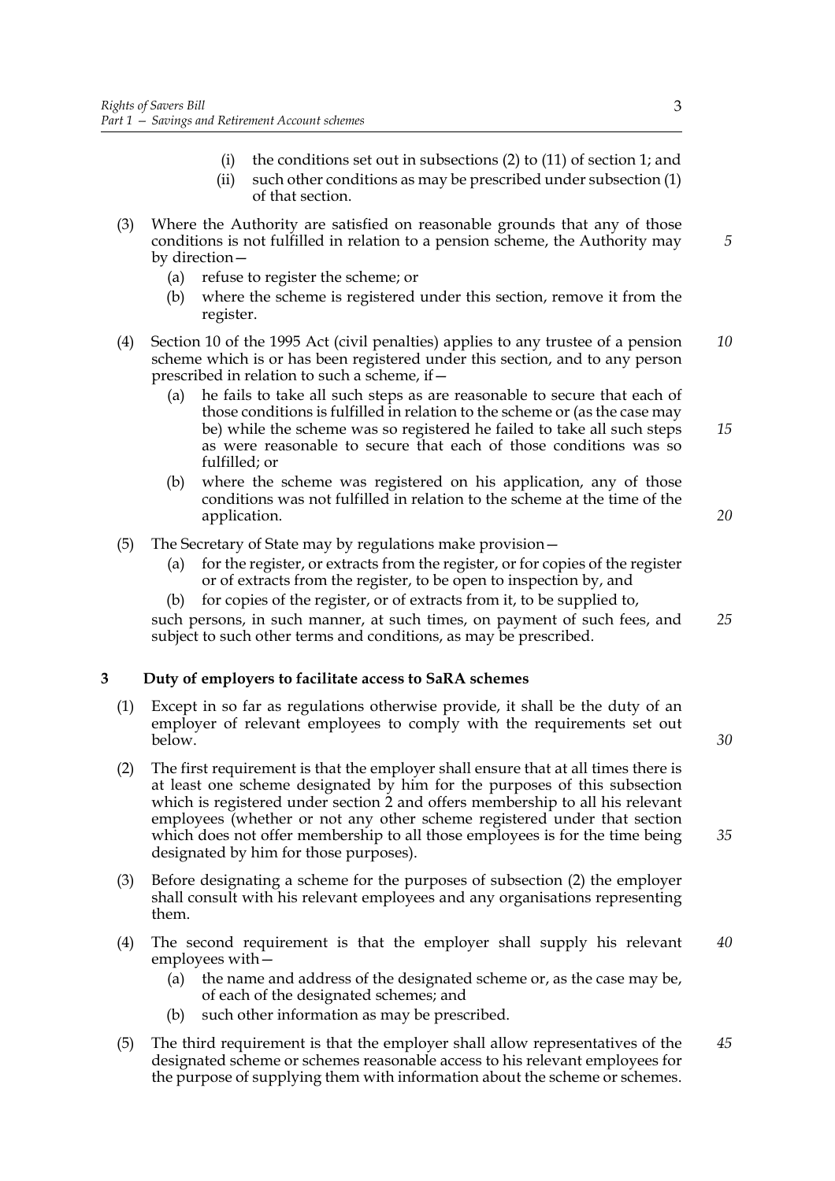(i) the conditions set out in subsections (2) to (11) of section 1; and

(ii) such other conditions as may be prescribed under subsection (1) of that section.

(3) Where the Authority are satisfied on reasonable grounds that any of those conditions is not fulfilled in relation to a pension scheme, the Authority may by direction—

(a) refuse to register the scheme; or

(b) where the scheme is registered under this section, remove it from the register.

(4) Section 10 of the 1995 Act (civil penalties) applies to any trustee of a pension scheme which is or has been registered under this section, and to any person prescribed in relation to such a scheme, if—

(a) he fails to take all such steps as are reasonable to secure that each of those conditions is fulfilled in relation to the scheme or (as the case may be) while the scheme was so registered he failed to take all such steps as were reasonable to secure that each of those conditions was so fulfilled; or

(b) where the scheme was registered on his application, any of those conditions was not fulfilled in relation to the scheme at the time of the application.

(5) The Secretary of State may by regulations make provision—

(a) for the register, or extracts from the register, or for copies of the register or of extracts from the register, to be open to inspection by, and

(b) for copies of the register, or of extracts from it, to be supplied to,

such persons, in such manner, at such times, on payment of such fees, and subject to such other terms and conditions, as may be prescribed.

## 3 Duty of employers to facilitate access to SaRA schemes

(1) Except in so far as regulations otherwise provide, it shall be the duty of an employer of relevant employees to comply with the requirements set out below.

(2) The first requirement is that the employer shall ensure that at all times there is at least one scheme designated by him for the purposes of this subsection which is registered under section 2 and offers membership to all his relevant employees (whether or not any other scheme registered under that section which does not offer membership to all those employees is for the time being designated by him for those purposes).

(3) Before designating a scheme for the purposes of subsection (2) the employer shall consult with his relevant employees and any organisations representing them.

(4) The second requirement is that the employer shall supply his relevant employees with—

(a) the name and address of the designated scheme or, as the case may be, of each of the designated schemes; and

(b) such other information as may be prescribed.

(5) The third requirement is that the employer shall allow representatives of the designated scheme or schemes reasonable access to his relevant employees for the purpose of supplying them with information about the scheme or schemes.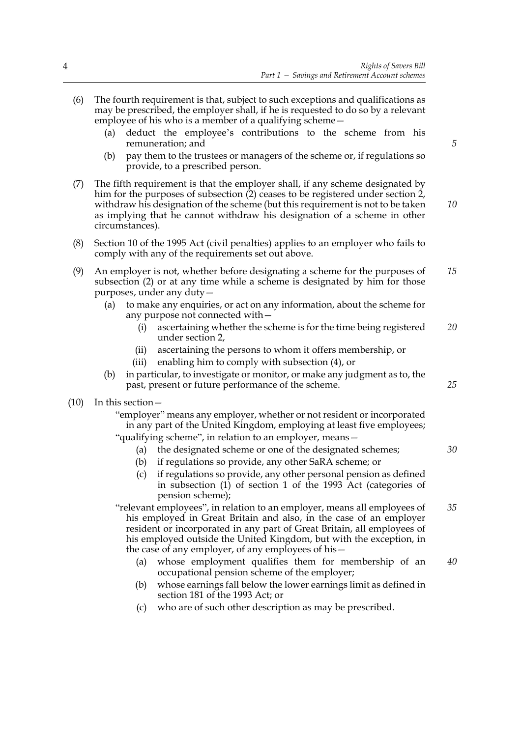(6) The fourth requirement is that, subject to such exceptions and qualifications as may be prescribed, the employer shall, if he is requested to do so by a relevant employee of his who is a member of a qualifying scheme—

  (a) deduct the employee's contributions to the scheme from his remuneration; and

  (b) pay them to the trustees or managers of the scheme or, if regulations so provide, to a prescribed person.

(7) The fifth requirement is that the employer shall, if any scheme designated by him for the purposes of subsection (2) ceases to be registered under section 2, withdraw his designation of the scheme (but this requirement is not to be taken as implying that he cannot withdraw his designation of a scheme in other circumstances).

(8) Section 10 of the 1995 Act (civil penalties) applies to an employer who fails to comply with any of the requirements set out above.

(9) An employer is not, whether before designating a scheme for the purposes of subsection (2) or at any time while a scheme is designated by him for those purposes, under any duty—

  (a) to make any enquiries, or act on any information, about the scheme for any purpose not connected with—

    (i) ascertaining whether the scheme is for the time being registered under section 2,

    (ii) ascertaining the persons to whom it offers membership, or

    (iii) enabling him to comply with subsection (4), or

  (b) in particular, to investigate or monitor, or make any judgment as to, the past, present or future performance of the scheme.

(10) In this section—

"employer" means any employer, whether or not resident or incorporated in any part of the United Kingdom, employing at least five employees;

"qualifying scheme", in relation to an employer, means—

  (a) the designated scheme or one of the designated schemes;

  (b) if regulations so provide, any other SaRA scheme; or

  (c) if regulations so provide, any other personal pension as defined in subsection (1) of section 1 of the 1993 Act (categories of pension scheme);

"relevant employees", in relation to an employer, means all employees of his employed in Great Britain and also, in the case of an employer resident or incorporated in any part of Great Britain, all employees of his employed outside the United Kingdom, but with the exception, in the case of any employer, of any employees of his—

  (a) whose employment qualifies them for membership of an occupational pension scheme of the employer;

  (b) whose earnings fall below the lower earnings limit as defined in section 181 of the 1993 Act; or

  (c) who are of such other description as may be prescribed.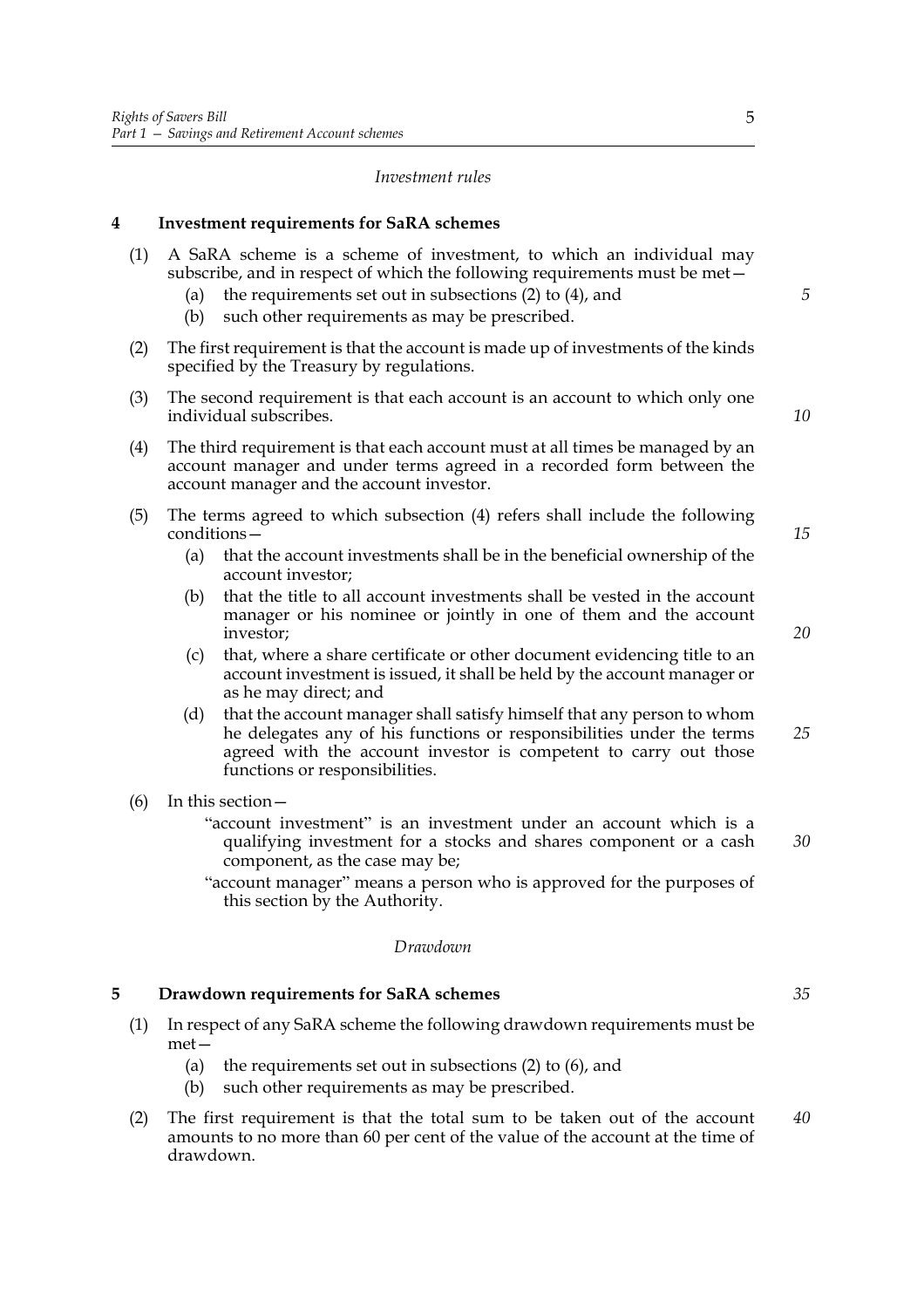*Investment rules*

## 4 Investment requirements for SaRA schemes

(1) A SaRA scheme is a scheme of investment, to which an individual may subscribe, and in respect of which the following requirements must be met—

(a) the requirements set out in subsections (2) to (4), and

(b) such other requirements as may be prescribed.

(2) The first requirement is that the account is made up of investments of the kinds specified by the Treasury by regulations.

(3) The second requirement is that each account is an account to which only one individual subscribes.

(4) The third requirement is that each account must at all times be managed by an account manager and under terms agreed in a recorded form between the account manager and the account investor.

(5) The terms agreed to which subsection (4) refers shall include the following conditions—

(a) that the account investments shall be in the beneficial ownership of the account investor;

(b) that the title to all account investments shall be vested in the account manager or his nominee or jointly in one of them and the account investor;

(c) that, where a share certificate or other document evidencing title to an account investment is issued, it shall be held by the account manager or as he may direct; and

(d) that the account manager shall satisfy himself that any person to whom he delegates any of his functions or responsibilities under the terms agreed with the account investor is competent to carry out those functions or responsibilities.

(6) In this section—

"account investment" is an investment under an account which is a qualifying investment for a stocks and shares component or a cash component, as the case may be;

"account manager" means a person who is approved for the purposes of this section by the Authority.

*Drawdown*

## 5 Drawdown requirements for SaRA schemes

(1) In respect of any SaRA scheme the following drawdown requirements must be met—

(a) the requirements set out in subsections (2) to (6), and

(b) such other requirements as may be prescribed.

(2) The first requirement is that the total sum to be taken out of the account amounts to no more than 60 per cent of the value of the account at the time of drawdown.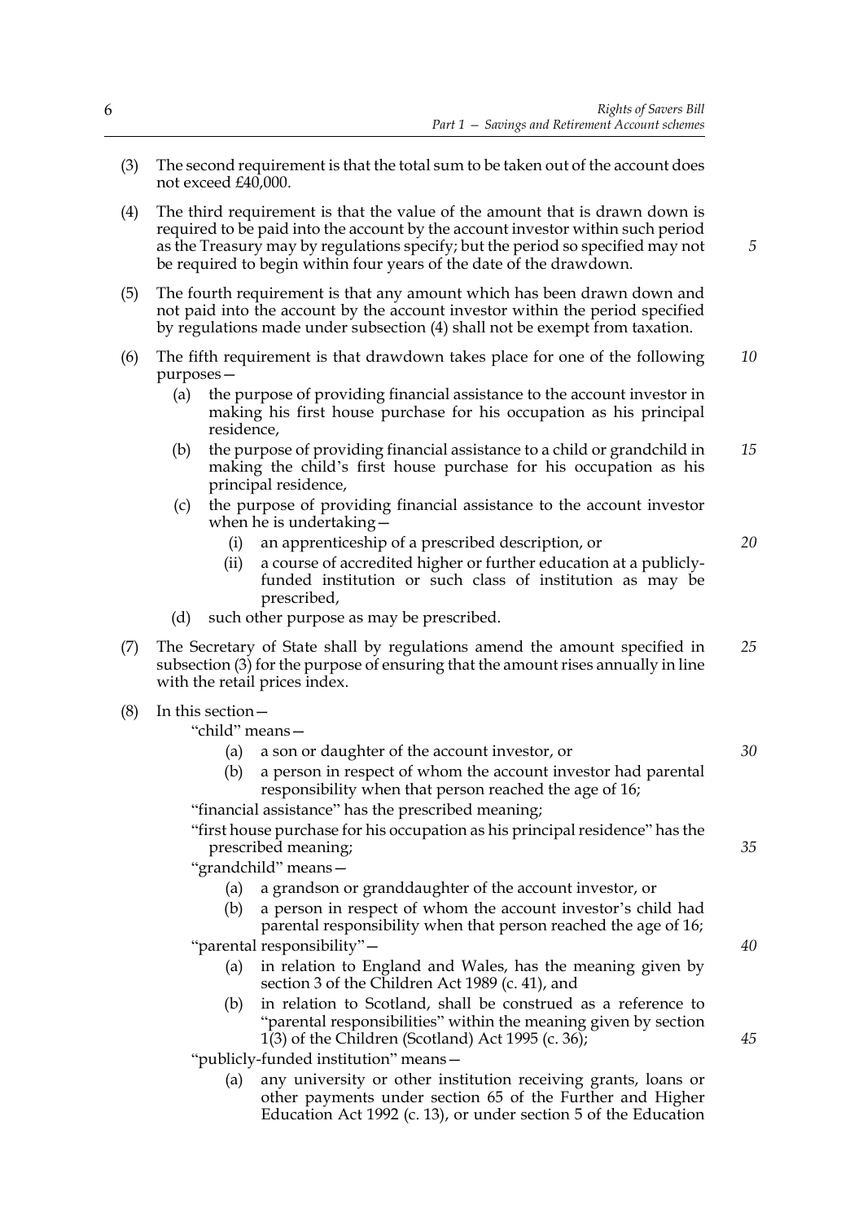(3) The second requirement is that the total sum to be taken out of the account does not exceed £40,000.

(4) The third requirement is that the value of the amount that is drawn down is required to be paid into the account by the account investor within such period as the Treasury may by regulations specify; but the period so specified may not be required to begin within four years of the date of the drawdown.

(5) The fourth requirement is that any amount which has been drawn down and not paid into the account by the account investor within the period specified by regulations made under subsection (4) shall not be exempt from taxation.

(6) The fifth requirement is that drawdown takes place for one of the following purposes—

- (a) the purpose of providing financial assistance to the account investor in making his first house purchase for his occupation as his principal residence,
- (b) the purpose of providing financial assistance to a child or grandchild in making the child's first house purchase for his occupation as his principal residence,
- (c) the purpose of providing financial assistance to the account investor when he is undertaking—
  - (i) an apprenticeship of a prescribed description, or
  - (ii) a course of accredited higher or further education at a publicly-funded institution or such class of institution as may be prescribed,
- (d) such other purpose as may be prescribed.

(7) The Secretary of State shall by regulations amend the amount specified in subsection (3) for the purpose of ensuring that the amount rises annually in line with the retail prices index.

(8) In this section—

"child" means—

- (a) a son or daughter of the account investor, or
- (b) a person in respect of whom the account investor had parental responsibility when that person reached the age of 16;

"financial assistance" has the prescribed meaning;

"first house purchase for his occupation as his principal residence" has the prescribed meaning;

"grandchild" means—

- (a) a grandson or granddaughter of the account investor, or
- (b) a person in respect of whom the account investor's child had parental responsibility when that person reached the age of 16;

"parental responsibility"—

- (a) in relation to England and Wales, has the meaning given by section 3 of the Children Act 1989 (c. 41), and
- (b) in relation to Scotland, shall be construed as a reference to "parental responsibilities" within the meaning given by section 1(3) of the Children (Scotland) Act 1995 (c. 36);

"publicly-funded institution" means—

- (a) any university or other institution receiving grants, loans or other payments under section 65 of the Further and Higher Education Act 1992 (c. 13), or under section 5 of the Education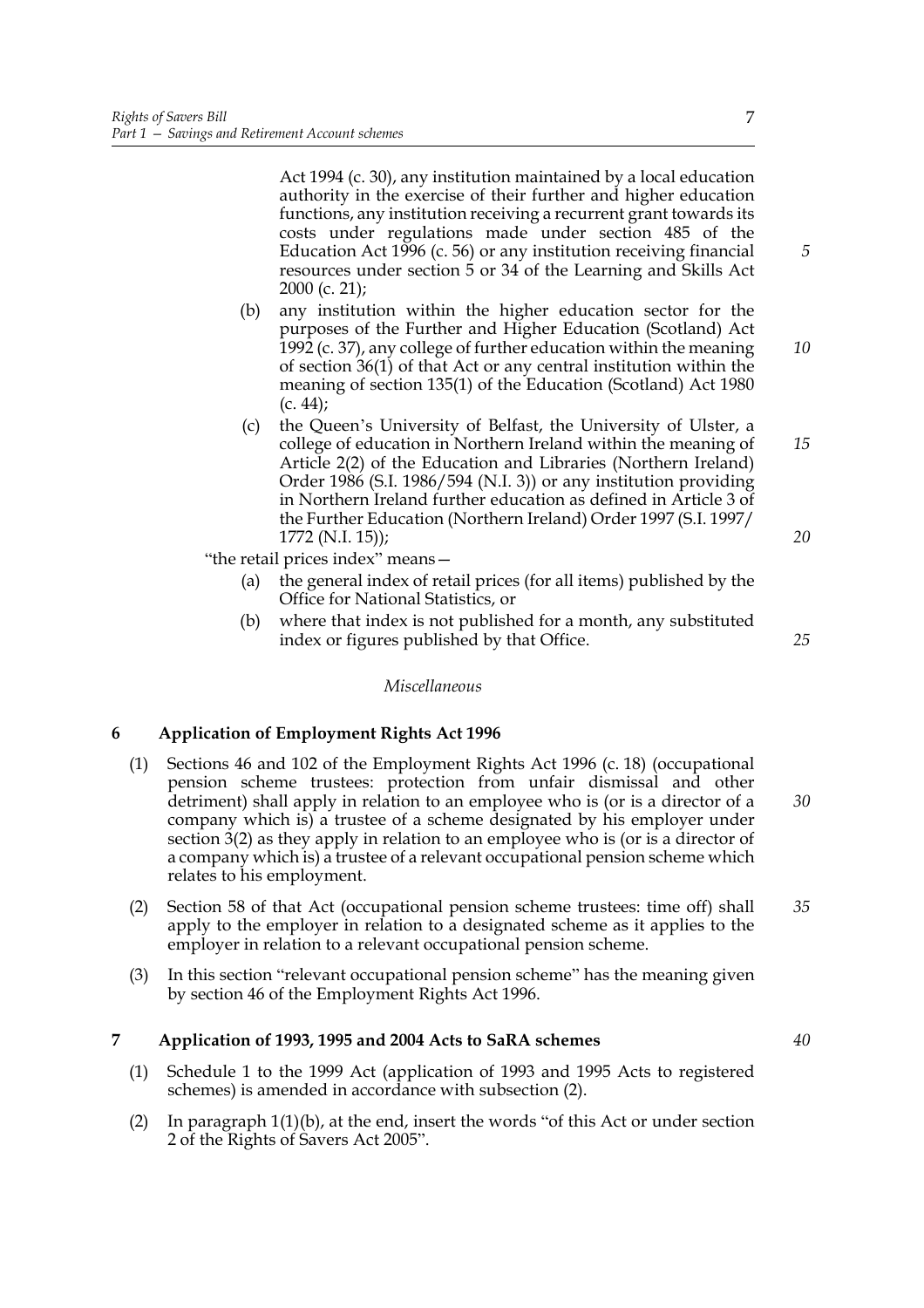Act 1994 (c. 30), any institution maintained by a local education authority in the exercise of their further and higher education functions, any institution receiving a recurrent grant towards its costs under regulations made under section 485 of the Education Act 1996 (c. 56) or any institution receiving financial resources under section 5 or 34 of the Learning and Skills Act 2000 (c. 21);

(b) any institution within the higher education sector for the purposes of the Further and Higher Education (Scotland) Act 1992 (c. 37), any college of further education within the meaning of section 36(1) of that Act or any central institution within the meaning of section 135(1) of the Education (Scotland) Act 1980 (c. 44);

(c) the Queen's University of Belfast, the University of Ulster, a college of education in Northern Ireland within the meaning of Article 2(2) of the Education and Libraries (Northern Ireland) Order 1986 (S.I. 1986/594 (N.I. 3)) or any institution providing in Northern Ireland further education as defined in Article 3 of the Further Education (Northern Ireland) Order 1997 (S.I. 1997/1772 (N.I. 15));

"the retail prices index" means—

(a) the general index of retail prices (for all items) published by the Office for National Statistics, or

(b) where that index is not published for a month, any substituted index or figures published by that Office.

*Miscellaneous*

### 6 Application of Employment Rights Act 1996

(1) Sections 46 and 102 of the Employment Rights Act 1996 (c. 18) (occupational pension scheme trustees: protection from unfair dismissal and other detriment) shall apply in relation to an employee who is (or is a director of a company which is) a trustee of a scheme designated by his employer under section 3(2) as they apply in relation to an employee who is (or is a director of a company which is) a trustee of a relevant occupational pension scheme which relates to his employment.

(2) Section 58 of that Act (occupational pension scheme trustees: time off) shall apply to the employer in relation to a designated scheme as it applies to the employer in relation to a relevant occupational pension scheme.

(3) In this section "relevant occupational pension scheme" has the meaning given by section 46 of the Employment Rights Act 1996.

### 7 Application of 1993, 1995 and 2004 Acts to SaRA schemes

(1) Schedule 1 to the 1999 Act (application of 1993 and 1995 Acts to registered schemes) is amended in accordance with subsection (2).

(2) In paragraph 1(1)(b), at the end, insert the words "of this Act or under section 2 of the Rights of Savers Act 2005".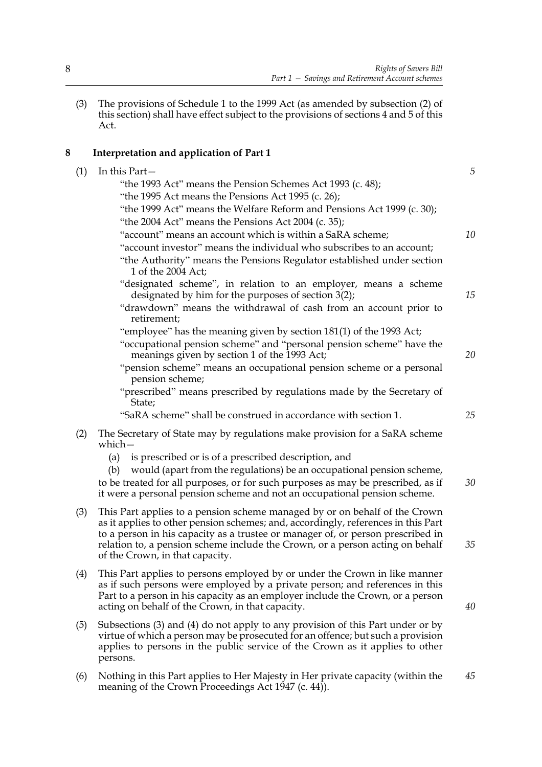(3) The provisions of Schedule 1 to the 1999 Act (as amended by subsection (2) of this section) shall have effect subject to the provisions of sections 4 and 5 of this Act.

## 8 Interpretation and application of Part 1

(1) In this Part—

"the 1993 Act" means the Pension Schemes Act 1993 (c. 48);

"the 1995 Act means the Pensions Act 1995 (c. 26);

"the 1999 Act" means the Welfare Reform and Pensions Act 1999 (c. 30);

"the 2004 Act" means the Pensions Act 2004 (c. 35);

"account" means an account which is within a SaRA scheme;

"account investor" means the individual who subscribes to an account;

"the Authority" means the Pensions Regulator established under section 1 of the 2004 Act;

"designated scheme", in relation to an employer, means a scheme designated by him for the purposes of section 3(2);

"drawdown" means the withdrawal of cash from an account prior to retirement;

"employee" has the meaning given by section 181(1) of the 1993 Act;

"occupational pension scheme" and "personal pension scheme" have the meanings given by section 1 of the 1993 Act;

"pension scheme" means an occupational pension scheme or a personal pension scheme;

"prescribed" means prescribed by regulations made by the Secretary of State;

"SaRA scheme" shall be construed in accordance with section 1.

(2) The Secretary of State may by regulations make provision for a SaRA scheme which—

(a) is prescribed or is of a prescribed description, and

(b) would (apart from the regulations) be an occupational pension scheme,

to be treated for all purposes, or for such purposes as may be prescribed, as if it were a personal pension scheme and not an occupational pension scheme.

(3) This Part applies to a pension scheme managed by or on behalf of the Crown as it applies to other pension schemes; and, accordingly, references in this Part to a person in his capacity as a trustee or manager of, or person prescribed in relation to, a pension scheme include the Crown, or a person acting on behalf of the Crown, in that capacity.

(4) This Part applies to persons employed by or under the Crown in like manner as if such persons were employed by a private person; and references in this Part to a person in his capacity as an employer include the Crown, or a person acting on behalf of the Crown, in that capacity.

(5) Subsections (3) and (4) do not apply to any provision of this Part under or by virtue of which a person may be prosecuted for an offence; but such a provision applies to persons in the public service of the Crown as it applies to other persons.

(6) Nothing in this Part applies to Her Majesty in Her private capacity (within the meaning of the Crown Proceedings Act 1947 (c. 44)).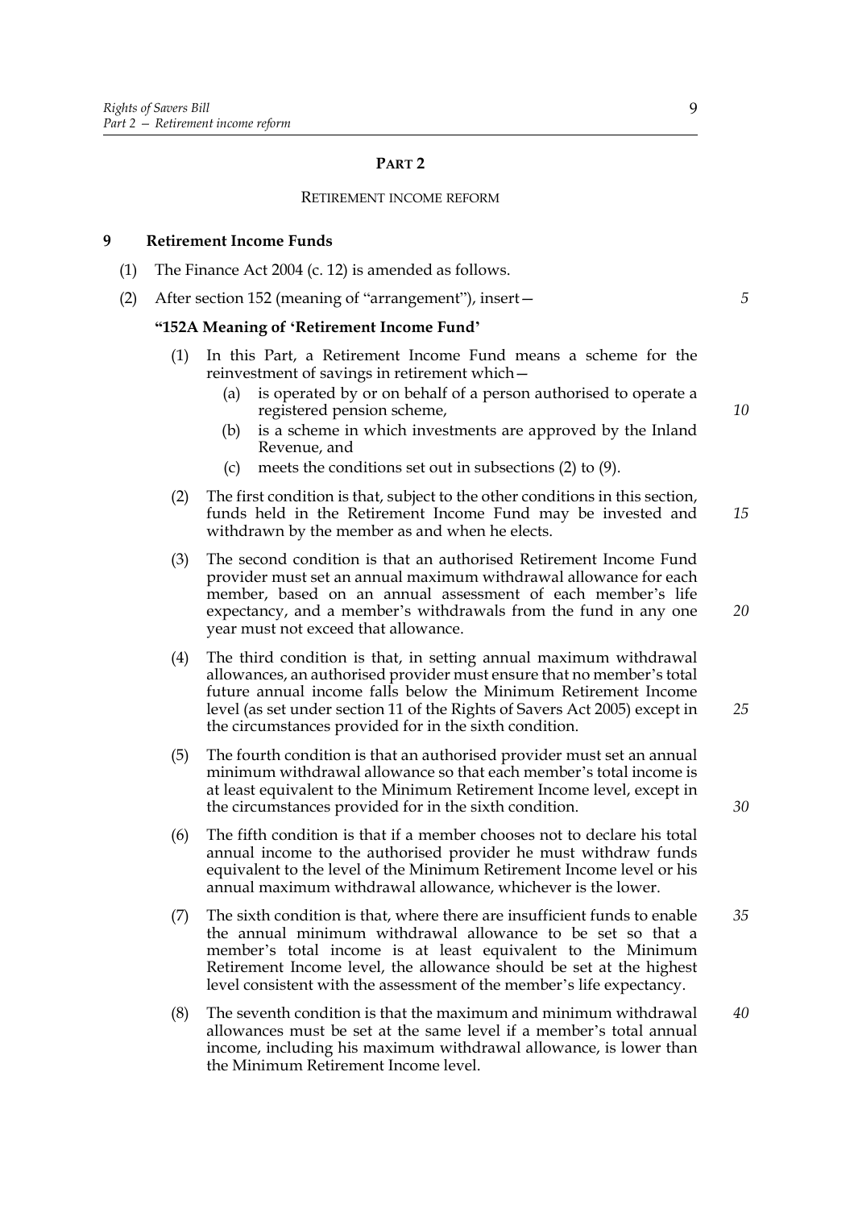## Part 2

### Retirement income reform

**9 Retirement Income Funds**

(1) The Finance Act 2004 (c. 12) is amended as follows.

(2) After section 152 (meaning of "arrangement"), insert—

**"152A Meaning of 'Retirement Income Fund'**

(1) In this Part, a Retirement Income Fund means a scheme for the reinvestment of savings in retirement which—

(a) is operated by or on behalf of a person authorised to operate a registered pension scheme,

(b) is a scheme in which investments are approved by the Inland Revenue, and

(c) meets the conditions set out in subsections (2) to (9).

(2) The first condition is that, subject to the other conditions in this section, funds held in the Retirement Income Fund may be invested and withdrawn by the member as and when he elects.

(3) The second condition is that an authorised Retirement Income Fund provider must set an annual maximum withdrawal allowance for each member, based on an annual assessment of each member's life expectancy, and a member's withdrawals from the fund in any one year must not exceed that allowance.

(4) The third condition is that, in setting annual maximum withdrawal allowances, an authorised provider must ensure that no member's total future annual income falls below the Minimum Retirement Income level (as set under section 11 of the Rights of Savers Act 2005) except in the circumstances provided for in the sixth condition.

(5) The fourth condition is that an authorised provider must set an annual minimum withdrawal allowance so that each member's total income is at least equivalent to the Minimum Retirement Income level, except in the circumstances provided for in the sixth condition.

(6) The fifth condition is that if a member chooses not to declare his total annual income to the authorised provider he must withdraw funds equivalent to the level of the Minimum Retirement Income level or his annual maximum withdrawal allowance, whichever is the lower.

(7) The sixth condition is that, where there are insufficient funds to enable the annual minimum withdrawal allowance to be set so that a member's total income is at least equivalent to the Minimum Retirement Income level, the allowance should be set at the highest level consistent with the assessment of the member's life expectancy.

(8) The seventh condition is that the maximum and minimum withdrawal allowances must be set at the same level if a member's total annual income, including his maximum withdrawal allowance, is lower than the Minimum Retirement Income level.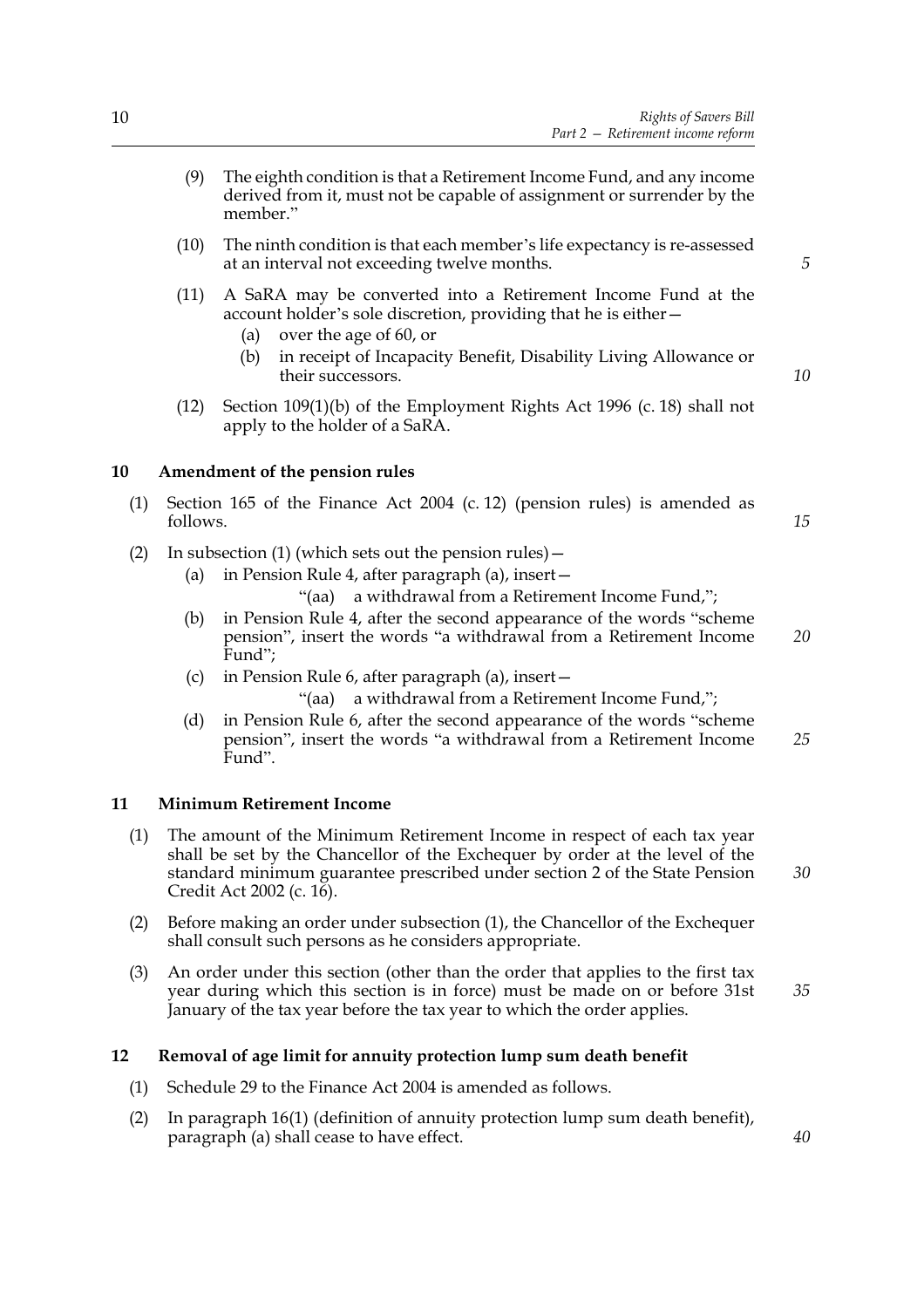(9) The eighth condition is that a Retirement Income Fund, and any income derived from it, must not be capable of assignment or surrender by the member."

(10) The ninth condition is that each member's life expectancy is re-assessed at an interval not exceeding twelve months.

(11) A SaRA may be converted into a Retirement Income Fund at the account holder's sole discretion, providing that he is either—

- (a) over the age of 60, or
- (b) in receipt of Incapacity Benefit, Disability Living Allowance or their successors.

(12) Section 109(1)(b) of the Employment Rights Act 1996 (c. 18) shall not apply to the holder of a SaRA.

## 10 Amendment of the pension rules

(1) Section 165 of the Finance Act 2004 (c. 12) (pension rules) is amended as follows.

(2) In subsection (1) (which sets out the pension rules)—

- (a) in Pension Rule 4, after paragraph (a), insert—
  "(aa) a withdrawal from a Retirement Income Fund,";
- (b) in Pension Rule 4, after the second appearance of the words "scheme pension", insert the words "a withdrawal from a Retirement Income Fund";
- (c) in Pension Rule 6, after paragraph (a), insert—
  "(aa) a withdrawal from a Retirement Income Fund,";
- (d) in Pension Rule 6, after the second appearance of the words "scheme pension", insert the words "a withdrawal from a Retirement Income Fund".

## 11 Minimum Retirement Income

(1) The amount of the Minimum Retirement Income in respect of each tax year shall be set by the Chancellor of the Exchequer by order at the level of the standard minimum guarantee prescribed under section 2 of the State Pension Credit Act 2002 (c. 16).

(2) Before making an order under subsection (1), the Chancellor of the Exchequer shall consult such persons as he considers appropriate.

(3) An order under this section (other than the order that applies to the first tax year during which this section is in force) must be made on or before 31st January of the tax year before the tax year to which the order applies.

## 12 Removal of age limit for annuity protection lump sum death benefit

(1) Schedule 29 to the Finance Act 2004 is amended as follows.

(2) In paragraph 16(1) (definition of annuity protection lump sum death benefit), paragraph (a) shall cease to have effect.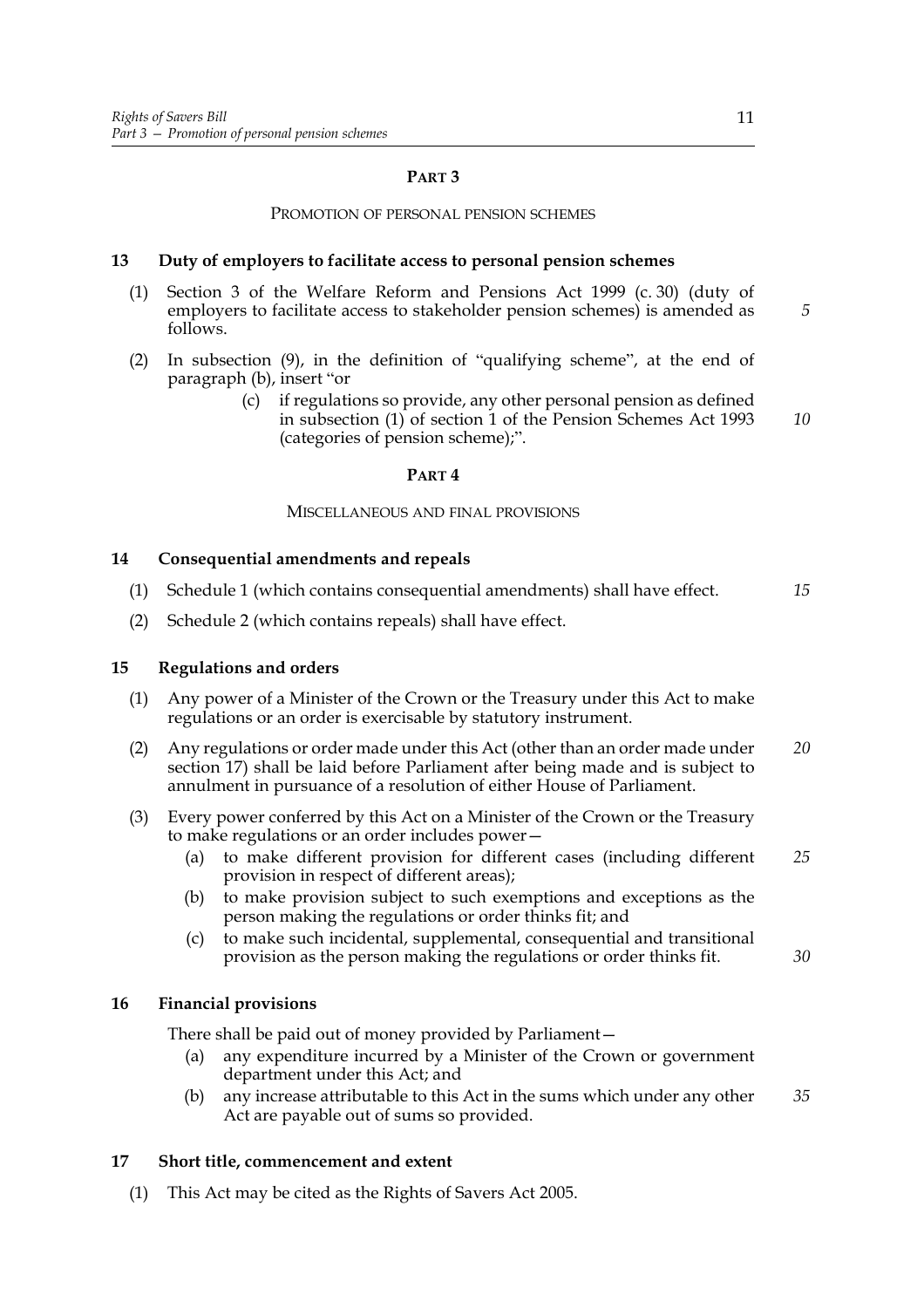## PART 3

### PROMOTION OF PERSONAL PENSION SCHEMES

**13 Duty of employers to facilitate access to personal pension schemes**

(1) Section 3 of the Welfare Reform and Pensions Act 1999 (c. 30) (duty of employers to facilitate access to stakeholder pension schemes) is amended as follows.

(2) In subsection (9), in the definition of "qualifying scheme", at the end of paragraph (b), insert "or

> (c) if regulations so provide, any other personal pension as defined in subsection (1) of section 1 of the Pension Schemes Act 1993 (categories of pension scheme);".

## PART 4

### MISCELLANEOUS AND FINAL PROVISIONS

**14 Consequential amendments and repeals**

(1) Schedule 1 (which contains consequential amendments) shall have effect.

(2) Schedule 2 (which contains repeals) shall have effect.

**15 Regulations and orders**

(1) Any power of a Minister of the Crown or the Treasury under this Act to make regulations or an order is exercisable by statutory instrument.

(2) Any regulations or order made under this Act (other than an order made under section 17) shall be laid before Parliament after being made and is subject to annulment in pursuance of a resolution of either House of Parliament.

(3) Every power conferred by this Act on a Minister of the Crown or the Treasury to make regulations or an order includes power—

> (a) to make different provision for different cases (including different provision in respect of different areas);
>
> (b) to make provision subject to such exemptions and exceptions as the person making the regulations or order thinks fit; and
>
> (c) to make such incidental, supplemental, consequential and transitional provision as the person making the regulations or order thinks fit.

**16 Financial provisions**

There shall be paid out of money provided by Parliament—

> (a) any expenditure incurred by a Minister of the Crown or government department under this Act; and
>
> (b) any increase attributable to this Act in the sums which under any other Act are payable out of sums so provided.

**17 Short title, commencement and extent**

(1) This Act may be cited as the Rights of Savers Act 2005.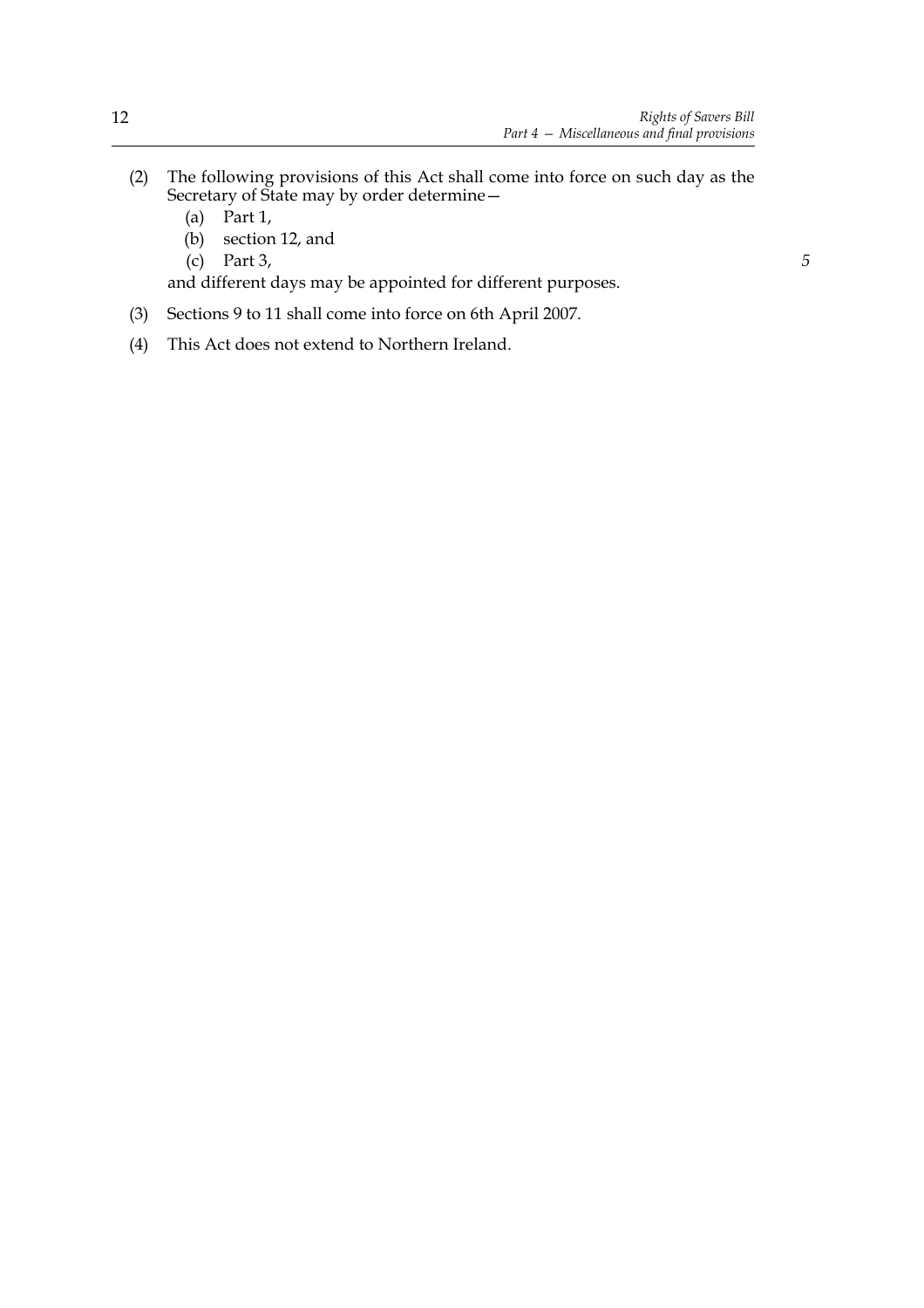(2) The following provisions of this Act shall come into force on such day as the Secretary of State may by order determine—

  (a) Part 1,

  (b) section 12, and

  (c) Part 3,

and different days may be appointed for different purposes.

(3) Sections 9 to 11 shall come into force on 6th April 2007.

(4) This Act does not extend to Northern Ireland.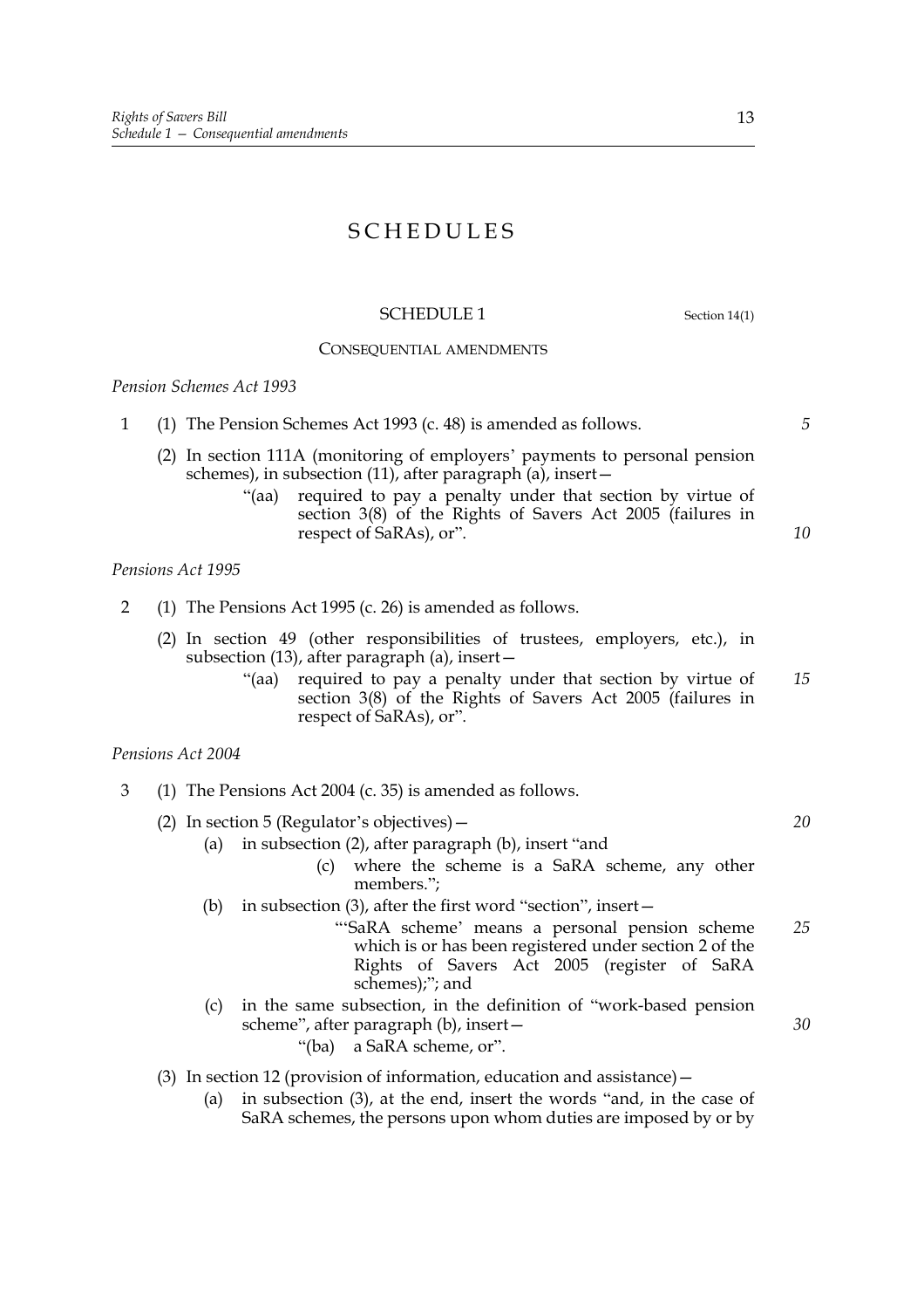# SCHEDULES

## SCHEDULE 1

Section 14(1)

### CONSEQUENTIAL AMENDMENTS

*Pension Schemes Act 1993*

1 (1) The Pension Schemes Act 1993 (c. 48) is amended as follows.

(2) In section 111A (monitoring of employers' payments to personal pension schemes), in subsection (11), after paragraph (a), insert—

> "(aa) required to pay a penalty under that section by virtue of section 3(8) of the Rights of Savers Act 2005 (failures in respect of SaRAs), or".

*Pensions Act 1995*

2 (1) The Pensions Act 1995 (c. 26) is amended as follows.

(2) In section 49 (other responsibilities of trustees, employers, etc.), in subsection (13), after paragraph (a), insert—

> "(aa) required to pay a penalty under that section by virtue of section 3(8) of the Rights of Savers Act 2005 (failures in respect of SaRAs), or".

*Pensions Act 2004*

3 (1) The Pensions Act 2004 (c. 35) is amended as follows.

(2) In section 5 (Regulator's objectives)—

(a) in subsection (2), after paragraph (b), insert "and

> (c) where the scheme is a SaRA scheme, any other members.";

(b) in subsection (3), after the first word "section", insert—

> "'SaRA scheme' means a personal pension scheme which is or has been registered under section 2 of the Rights of Savers Act 2005 (register of SaRA schemes);"; and

(c) in the same subsection, in the definition of "work-based pension scheme", after paragraph (b), insert—

> "(ba) a SaRA scheme, or".

(3) In section 12 (provision of information, education and assistance)—

(a) in subsection (3), at the end, insert the words "and, in the case of SaRA schemes, the persons upon whom duties are imposed by or by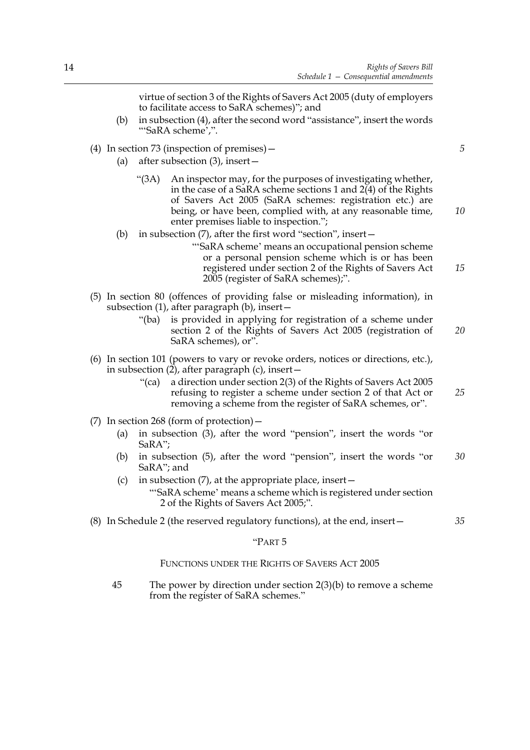virtue of section 3 of the Rights of Savers Act 2005 (duty of employers to facilitate access to SaRA schemes)"; and

(b) in subsection (4), after the second word "assistance", insert the words "'SaRA scheme',".

(4) In section 73 (inspection of premises)—

(a) after subsection (3), insert—

"(3A) An inspector may, for the purposes of investigating whether, in the case of a SaRA scheme sections 1 and 2(4) of the Rights of Savers Act 2005 (SaRA schemes: registration etc.) are being, or have been, complied with, at any reasonable time, enter premises liable to inspection.";

(b) in subsection (7), after the first word "section", insert—

"'SaRA scheme' means an occupational pension scheme or a personal pension scheme which is or has been registered under section 2 of the Rights of Savers Act 2005 (register of SaRA schemes);".

(5) In section 80 (offences of providing false or misleading information), in subsection (1), after paragraph (b), insert—

"(ba) is provided in applying for registration of a scheme under section 2 of the Rights of Savers Act 2005 (registration of SaRA schemes), or".

(6) In section 101 (powers to vary or revoke orders, notices or directions, etc.), in subsection (2), after paragraph (c), insert—

"(ca) a direction under section 2(3) of the Rights of Savers Act 2005 refusing to register a scheme under section 2 of that Act or removing a scheme from the register of SaRA schemes, or".

(7) In section 268 (form of protection)—

(a) in subsection (3), after the word "pension", insert the words "or SaRA";

(b) in subsection (5), after the word "pension", insert the words "or SaRA"; and

(c) in subsection (7), at the appropriate place, insert—

"'SaRA scheme' means a scheme which is registered under section 2 of the Rights of Savers Act 2005;".

(8) In Schedule 2 (the reserved regulatory functions), at the end, insert—

"PART 5

FUNCTIONS UNDER THE RIGHTS OF SAVERS ACT 2005

45 The power by direction under section 2(3)(b) to remove a scheme from the register of SaRA schemes."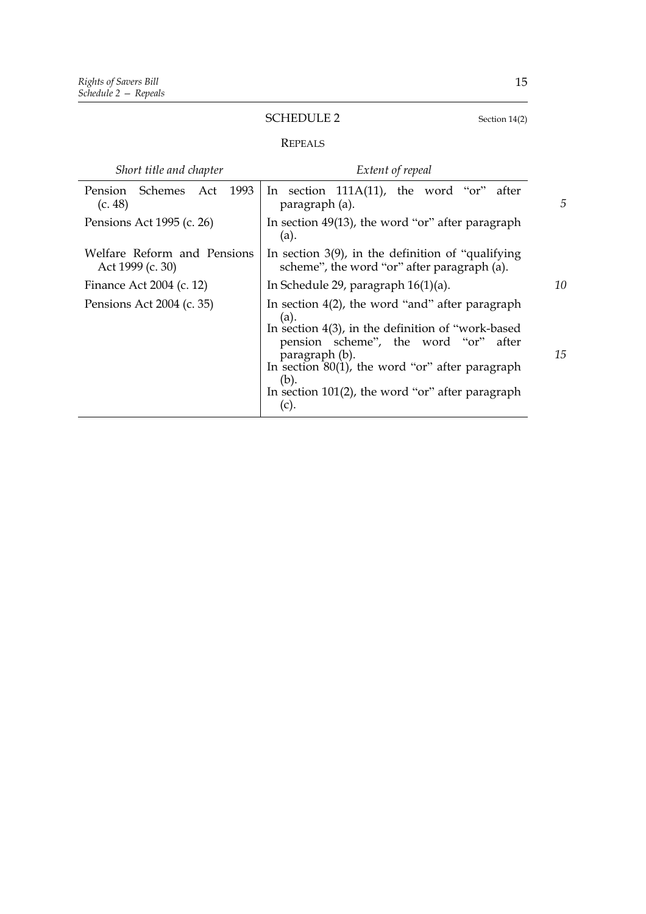## SCHEDULE 2

Section 14(2)

### REPEALS

| *Short title and chapter* | *Extent of repeal* |
|---|---|
| Pension Schemes Act 1993 (c. 48) | In section 111A(11), the word "or" after paragraph (a). |
| Pensions Act 1995 (c. 26) | In section 49(13), the word "or" after paragraph (a). |
| Welfare Reform and Pensions Act 1999 (c. 30) | In section 3(9), in the definition of "qualifying scheme", the word "or" after paragraph (a). |
| Finance Act 2004 (c. 12) | In Schedule 29, paragraph 16(1)(a). |
| Pensions Act 2004 (c. 35) | In section 4(2), the word "and" after paragraph (a). In section 4(3), in the definition of "work-based pension scheme", the word "or" after paragraph (b). In section 80(1), the word "or" after paragraph (b). In section 101(2), the word "or" after paragraph (c). |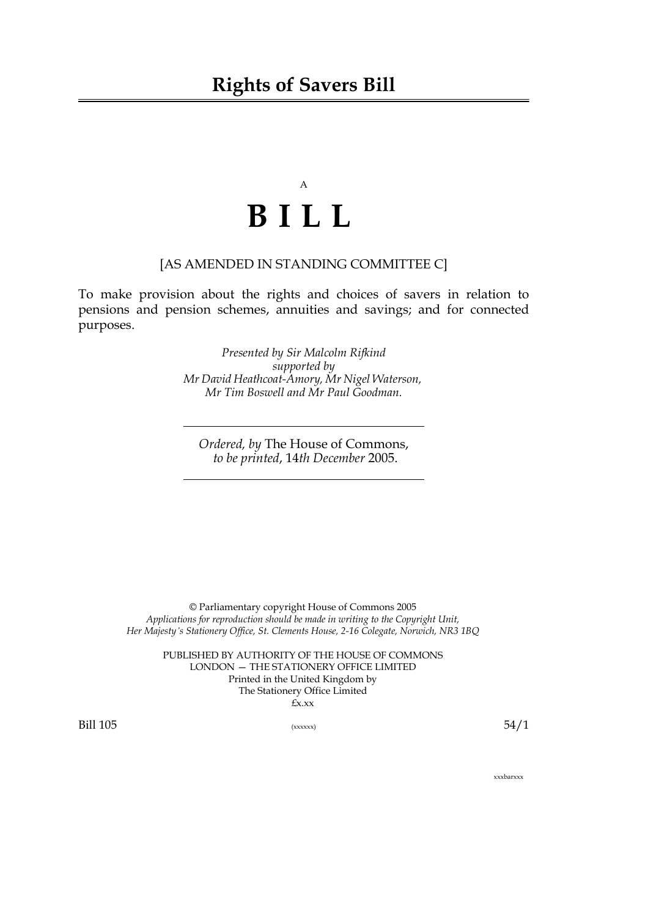# Rights of Savers Bill

A

# B I L L

[AS AMENDED IN STANDING COMMITTEE C]

To make provision about the rights and choices of savers in relation to pensions and pension schemes, annuities and savings; and for connected purposes.

*Presented by Sir Malcolm Rifkind*
*supported by*
*Mr David Heathcoat-Amory, Mr Nigel Waterson,*
*Mr Tim Boswell and Mr Paul Goodman.*

---

*Ordered, by* The House of Commons, *to be printed*, 14*th December* 2005.

---

© Parliamentary copyright House of Commons 2005
*Applications for reproduction should be made in writing to the Copyright Unit, Her Majesty's Stationery Office, St. Clements House, 2-16 Colegate, Norwich, NR3 1BQ*

PUBLISHED BY AUTHORITY OF THE HOUSE OF COMMONS
LONDON — THE STATIONERY OFFICE LIMITED
Printed in the United Kingdom by
The Stationery Office Limited
£x.xx

Bill 105 (xxxxxx) 54/1

xxxbarxxx